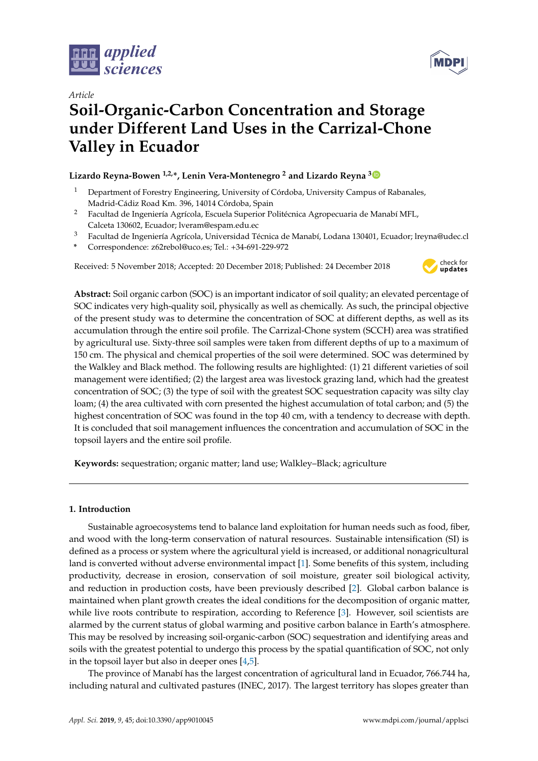*Article*

# Soil-Organic-Carbon Concentration and Storage under Different Land Uses in the Carrizal-Chone Valley in Ecuador

**Lizardo Reyna-Bowen [1,2,*], Lenin Vera-Montenegro [2] and Lizardo Reyna [3]**

[1] Department of Forestry Engineering, University of Córdoba, University Campus of Rabanales, Madrid-Cádiz Road Km. 396, 14014 Córdoba, Spain

[2] Facultad de Ingeniería Agrícola, Escuela Superior Politécnica Agropecuaria de Manabí MFL, Calceta 130602, Ecuador; lveram@espam.edu.ec

[3] Facultad de Ingeniería Agrícola, Universidad Técnica de Manabí, Lodana 130401, Ecuador; lreyna@udec.cl

* Correspondence: z62rebol@uco.es; Tel.: +34-691-229-972

Received: 5 November 2018; Accepted: 20 December 2018; Published: 24 December 2018

**Abstract:** Soil organic carbon (SOC) is an important indicator of soil quality; an elevated percentage of SOC indicates very high-quality soil, physically as well as chemically. As such, the principal objective of the present study was to determine the concentration of SOC at different depths, as well as its accumulation through the entire soil profile. The Carrizal-Chone system (SCCH) area was stratified by agricultural use. Sixty-three soil samples were taken from different depths of up to a maximum of 150 cm. The physical and chemical properties of the soil were determined. SOC was determined by the Walkley and Black method. The following results are highlighted: (1) 21 different varieties of soil management were identified; (2) the largest area was livestock grazing land, which had the greatest concentration of SOC; (3) the type of soil with the greatest SOC sequestration capacity was silty clay loam; (4) the area cultivated with corn presented the highest accumulation of total carbon; and (5) the highest concentration of SOC was found in the top 40 cm, with a tendency to decrease with depth. It is concluded that soil management influences the concentration and accumulation of SOC in the topsoil layers and the entire soil profile.

**Keywords:** sequestration; organic matter; land use; Walkley–Black; agriculture

## 1. Introduction

Sustainable agroecosystems tend to balance land exploitation for human needs such as food, fiber, and wood with the long-term conservation of natural resources. Sustainable intensification (SI) is defined as a process or system where the agricultural yield is increased, or additional nonagricultural land is converted without adverse environmental impact [1]. Some benefits of this system, including productivity, decrease in erosion, conservation of soil moisture, greater soil biological activity, and reduction in production costs, have been previously described [2]. Global carbon balance is maintained when plant growth creates the ideal conditions for the decomposition of organic matter, while live roots contribute to respiration, according to Reference [3]. However, soil scientists are alarmed by the current status of global warming and positive carbon balance in Earth's atmosphere. This may be resolved by increasing soil-organic-carbon (SOC) sequestration and identifying areas and soils with the greatest potential to undergo this process by the spatial quantification of SOC, not only in the topsoil layer but also in deeper ones [4,5].

The province of Manabí has the largest concentration of agricultural land in Ecuador, 766.744 ha, including natural and cultivated pastures (INEC, 2017). The largest territory has slopes greater than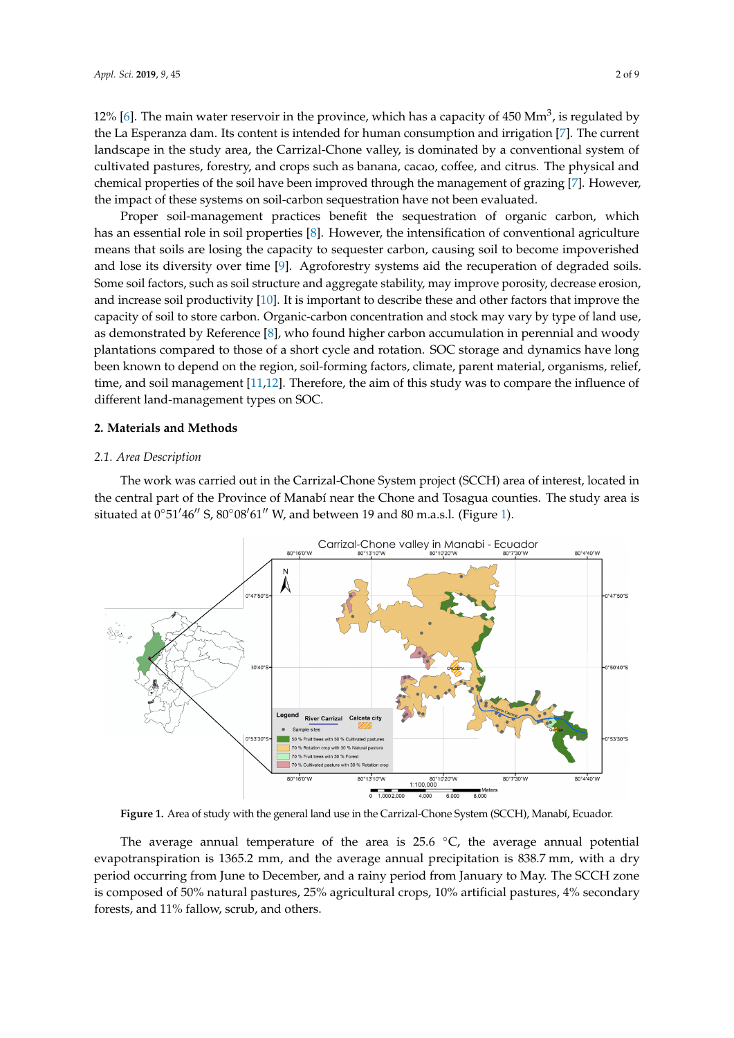12% [6]. The main water reservoir in the province, which has a capacity of 450 $Mm^3$, is regulated by the La Esperanza dam. Its content is intended for human consumption and irrigation [7]. The current landscape in the study area, the Carrizal-Chone valley, is dominated by a conventional system of cultivated pastures, forestry, and crops such as banana, cacao, coffee, and citrus. The physical and chemical properties of the soil have been improved through the management of grazing [7]. However, the impact of these systems on soil-carbon sequestration have not been evaluated.

Proper soil-management practices benefit the sequestration of organic carbon, which has an essential role in soil properties [8]. However, the intensification of conventional agriculture means that soils are losing the capacity to sequester carbon, causing soil to become impoverished and lose its diversity over time [9]. Agroforestry systems aid the recuperation of degraded soils. Some soil factors, such as soil structure and aggregate stability, may improve porosity, decrease erosion, and increase soil productivity [10]. It is important to describe these and other factors that improve the capacity of soil to store carbon. Organic-carbon concentration and stock may vary by type of land use, as demonstrated by Reference [8], who found higher carbon accumulation in perennial and woody plantations compared to those of a short cycle and rotation. SOC storage and dynamics have long been known to depend on the region, soil-forming factors, climate, parent material, organisms, relief, time, and soil management [11,12]. Therefore, the aim of this study was to compare the influence of different land-management types on SOC.

## 2. Materials and Methods

### *2.1. Area Description*

The work was carried out in the Carrizal-Chone System project (SCCH) area of interest, located in the central part of the Province of Manabí near the Chone and Tosagua counties. The study area is situated at 0°51′46′′ S, 80°08′61′′ W, and between 19 and 80 m.a.s.l. (Figure 1).

**Figure 1.** Area of study with the general land use in the Carrizal-Chone System (SCCH), Manabí, Ecuador.

The average annual temperature of the area is 25.6 °C, the average annual potential evapotranspiration is 1365.2 mm, and the average annual precipitation is 838.7 mm, with a dry period occurring from June to December, and a rainy period from January to May. The SCCH zone is composed of 50% natural pastures, 25% agricultural crops, 10% artificial pastures, 4% secondary forests, and 11% fallow, scrub, and others.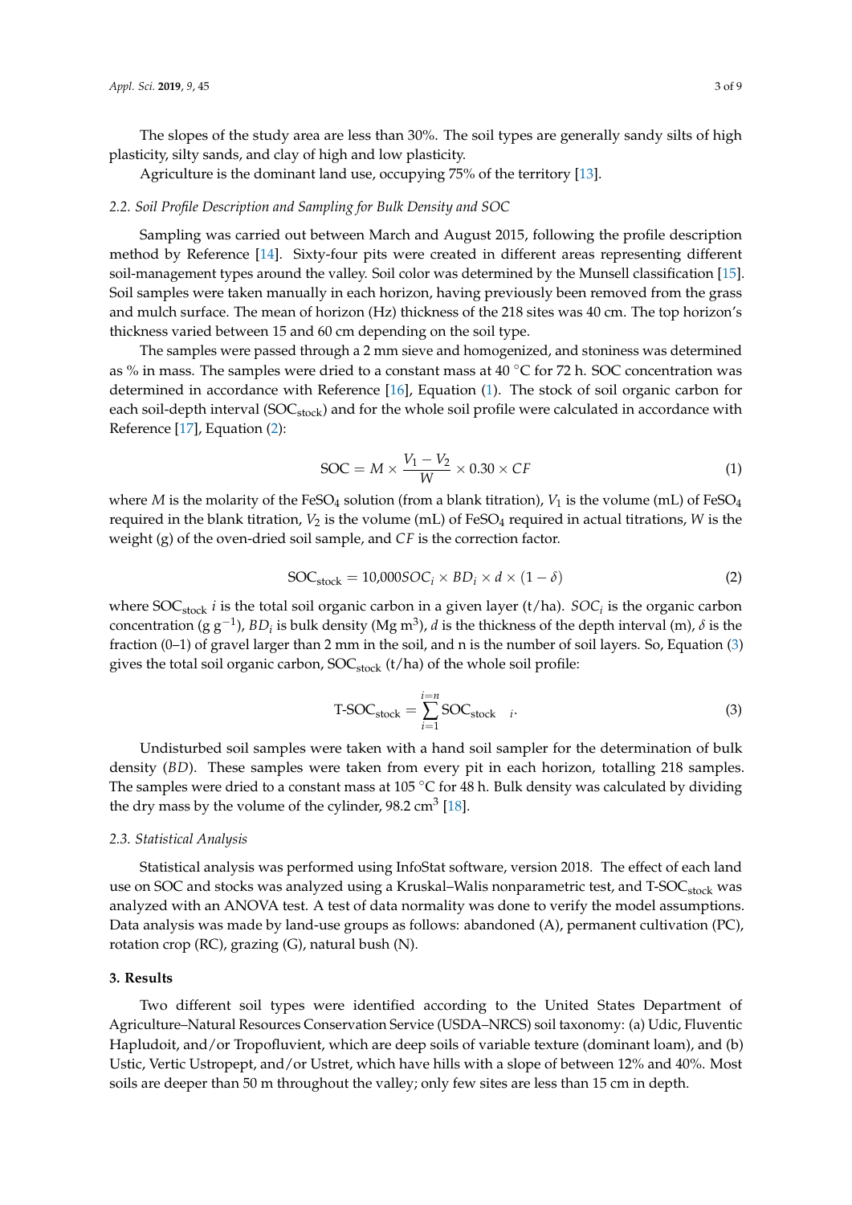The slopes of the study area are less than 30%. The soil types are generally sandy silts of high plasticity, silty sands, and clay of high and low plasticity.

Agriculture is the dominant land use, occupying 75% of the territory [13].

### 2.2. Soil Profile Description and Sampling for Bulk Density and SOC

Sampling was carried out between March and August 2015, following the profile description method by Reference [14]. Sixty-four pits were created in different areas representing different soil-management types around the valley. Soil color was determined by the Munsell classification [15]. Soil samples were taken manually in each horizon, having previously been removed from the grass and mulch surface. The mean of horizon (Hz) thickness of the 218 sites was 40 cm. The top horizon's thickness varied between 15 and 60 cm depending on the soil type.

The samples were passed through a 2 mm sieve and homogenized, and stoniness was determined as % in mass. The samples were dried to a constant mass at 40 °C for 72 h. SOC concentration was determined in accordance with Reference [16], Equation (1). The stock of soil organic carbon for each soil-depth interval ($SOC_{stock}$) and for the whole soil profile were calculated in accordance with Reference [17], Equation (2):

$$\text{SOC} = M \times \frac{V_1 - V_2}{W} \times 0.30 \times CF \tag{1}$$

where $M$ is the molarity of the $FeSO_4$ solution (from a blank titration), $V_1$ is the volume (mL) of $FeSO_4$ required in the blank titration, $V_2$ is the volume (mL) of $FeSO_4$ required in actual titrations, $W$ is the weight (g) of the oven-dried soil sample, and $CF$ is the correction factor.

$$\text{SOC}_{\text{stock}} = 10{,}000 SOC_i \times BD_i \times d \times (1 - \delta) \tag{2}$$

where $SOC_{stock}$ $i$ is the total soil organic carbon in a given layer (t/ha). $SOC_i$ is the organic carbon concentration (g $g^{-1}$), $BD_i$ is bulk density (Mg $m^3$), $d$ is the thickness of the depth interval (m), $\delta$ is the fraction (0–1) of gravel larger than 2 mm in the soil, and n is the number of soil layers. So, Equation (3) gives the total soil organic carbon, $SOC_{stock}$ (t/ha) of the whole soil profile:

$$\text{T-SOC}_{\text{stock}} = \sum_{i=1}^{i=n} \text{SOC}_{\text{stock} \quad i}. \tag{3}$$

Undisturbed soil samples were taken with a hand soil sampler for the determination of bulk density ($BD$). These samples were taken from every pit in each horizon, totalling 218 samples. The samples were dried to a constant mass at 105 °C for 48 h. Bulk density was calculated by dividing the dry mass by the volume of the cylinder, 98.2 $cm^3$ [18].

### 2.3. Statistical Analysis

Statistical analysis was performed using InfoStat software, version 2018. The effect of each land use on SOC and stocks was analyzed using a Kruskal–Walis nonparametric test, and T-$SOC_{stock}$ was analyzed with an ANOVA test. A test of data normality was done to verify the model assumptions. Data analysis was made by land-use groups as follows: abandoned (A), permanent cultivation (PC), rotation crop (RC), grazing (G), natural bush (N).

## 3. Results

Two different soil types were identified according to the United States Department of Agriculture–Natural Resources Conservation Service (USDA–NRCS) soil taxonomy: (a) Udic, Fluventic Hapludoit, and/or Tropofluvient, which are deep soils of variable texture (dominant loam), and (b) Ustic, Vertic Ustropept, and/or Ustret, which have hills with a slope of between 12% and 40%. Most soils are deeper than 50 m throughout the valley; only few sites are less than 15 cm in depth.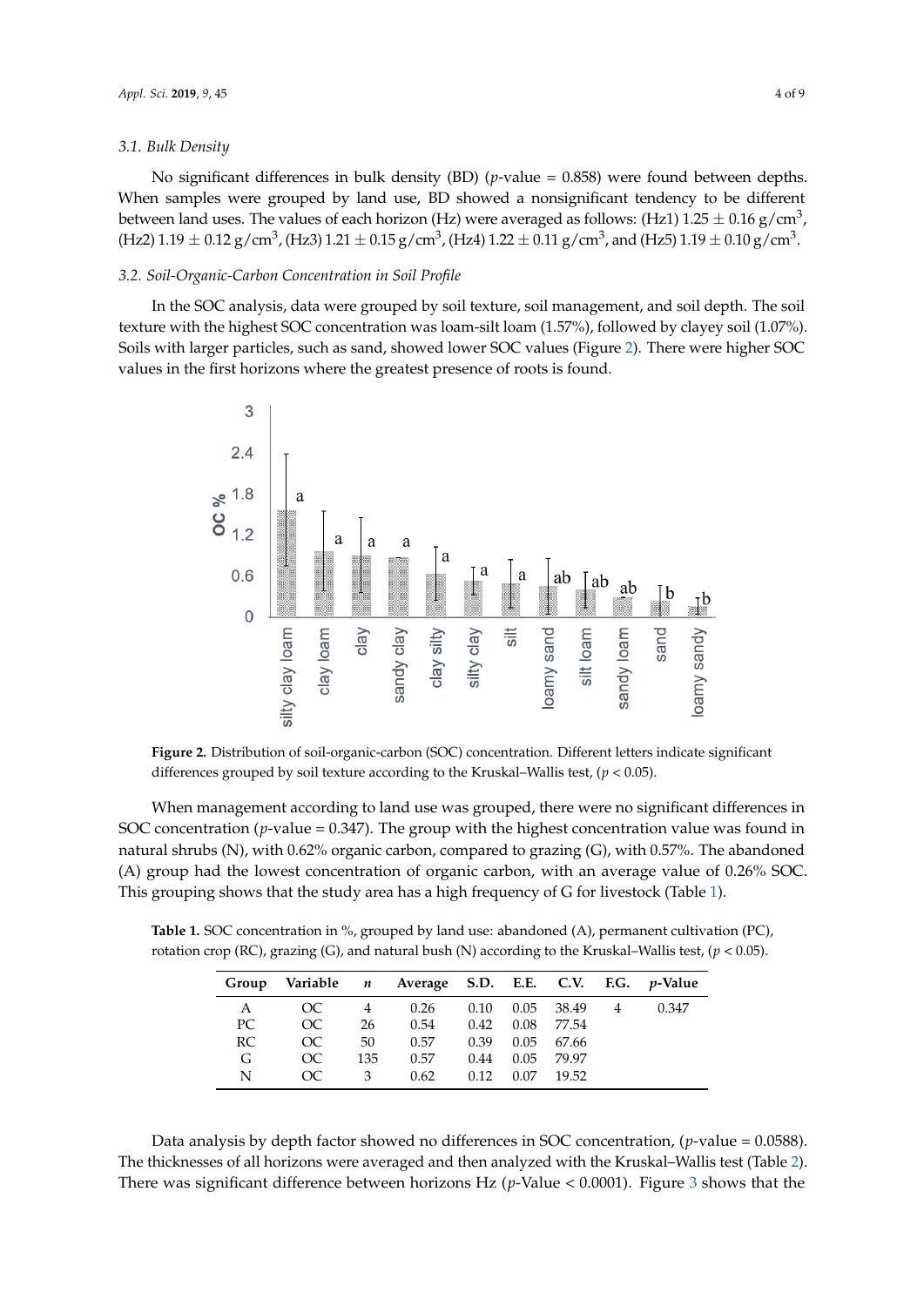### 3.1. Bulk Density

No significant differences in bulk density (BD) ($p$-value = 0.858) were found between depths. When samples were grouped by land use, BD showed a nonsignificant tendency to be different between land uses. The values of each horizon (Hz) were averaged as follows: (Hz1) $1.25 \pm 0.16$ g/cm$^3$, (Hz2) $1.19 \pm 0.12$ g/cm$^3$, (Hz3) $1.21 \pm 0.15$ g/cm$^3$, (Hz4) $1.22 \pm 0.11$ g/cm$^3$, and (Hz5) $1.19 \pm 0.10$ g/cm$^3$.

### 3.2. Soil-Organic-Carbon Concentration in Soil Profile

In the SOC analysis, data were grouped by soil texture, soil management, and soil depth. The soil texture with the highest SOC concentration was loam-silt loam (1.57%), followed by clayey soil (1.07%). Soils with larger particles, such as sand, showed lower SOC values (Figure 2). There were higher SOC values in the first horizons where the greatest presence of roots is found.

**Figure 2.** Distribution of soil-organic-carbon (SOC) concentration. Different letters indicate significant differences grouped by soil texture according to the Kruskal–Wallis test, ($p < 0.05$).

When management according to land use was grouped, there were no significant differences in SOC concentration ($p$-value = 0.347). The group with the highest concentration value was found in natural shrubs (N), with 0.62% organic carbon, compared to grazing (G), with 0.57%. The abandoned (A) group had the lowest concentration of organic carbon, with an average value of 0.26% SOC. This grouping shows that the study area has a high frequency of G for livestock (Table 1).

**Table 1.** SOC concentration in %, grouped by land use: abandoned (A), permanent cultivation (PC), rotation crop (RC), grazing (G), and natural bush (N) according to the Kruskal–Wallis test, ($p < 0.05$).

| Group | Variable | $n$ | Average | S.D. | E.E. | C.V. | F.G. | $p$-Value |
|---|---|---|---|---|---|---|---|---|
| A | OC | 4 | 0.26 | 0.10 | 0.05 | 38.49 | 4 | 0.347 |
| PC | OC | 26 | 0.54 | 0.42 | 0.08 | 77.54 | | |
| RC | OC | 50 | 0.57 | 0.39 | 0.05 | 67.66 | | |
| G | OC | 135 | 0.57 | 0.44 | 0.05 | 79.97 | | |
| N | OC | 3 | 0.62 | 0.12 | 0.07 | 19.52 | | |

Data analysis by depth factor showed no differences in SOC concentration, ($p$-value = 0.0588). The thicknesses of all horizons were averaged and then analyzed with the Kruskal–Wallis test (Table 2). There was significant difference between horizons Hz ($p$-Value < 0.0001). Figure 3 shows that the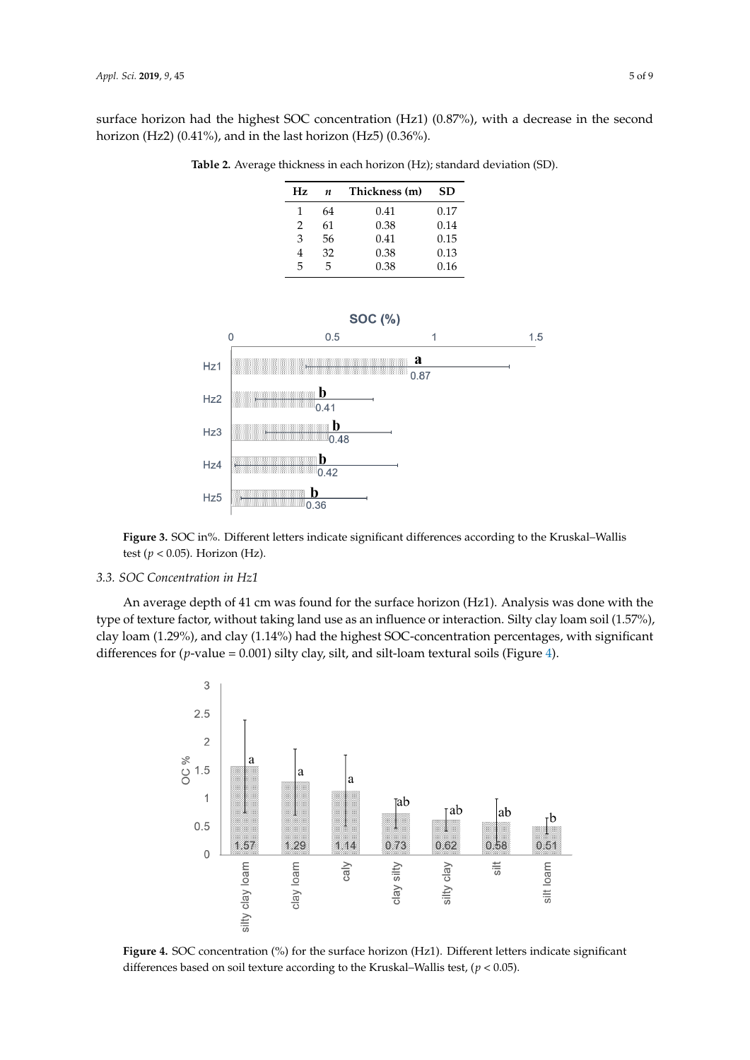surface horizon had the highest SOC concentration (Hz1) (0.87%), with a decrease in the second horizon (Hz2) (0.41%), and in the last horizon (Hz5) (0.36%).

**Table 2.** Average thickness in each horizon (Hz); standard deviation (SD).

| Hz | *n* | Thickness (m) | SD |
|---|---|---|---|
| 1 | 64 | 0.41 | 0.17 |
| 2 | 61 | 0.38 | 0.14 |
| 3 | 56 | 0.41 | 0.15 |
| 4 | 32 | 0.38 | 0.13 |
| 5 | 5 | 0.38 | 0.16 |

**Figure 3.** SOC in%. Different letters indicate significant differences according to the Kruskal–Wallis test ($p < 0.05$). Horizon (Hz).

### 3.3. SOC Concentration in Hz1

An average depth of 41 cm was found for the surface horizon (Hz1). Analysis was done with the type of texture factor, without taking land use as an influence or interaction. Silty clay loam soil (1.57%), clay loam (1.29%), and clay (1.14%) had the highest SOC-concentration percentages, with significant differences for ($p$-value = 0.001) silty clay, silt, and silt-loam textural soils (Figure 4).

**Figure 4.** SOC concentration (%) for the surface horizon (Hz1). Different letters indicate significant differences based on soil texture according to the Kruskal–Wallis test, ($p < 0.05$).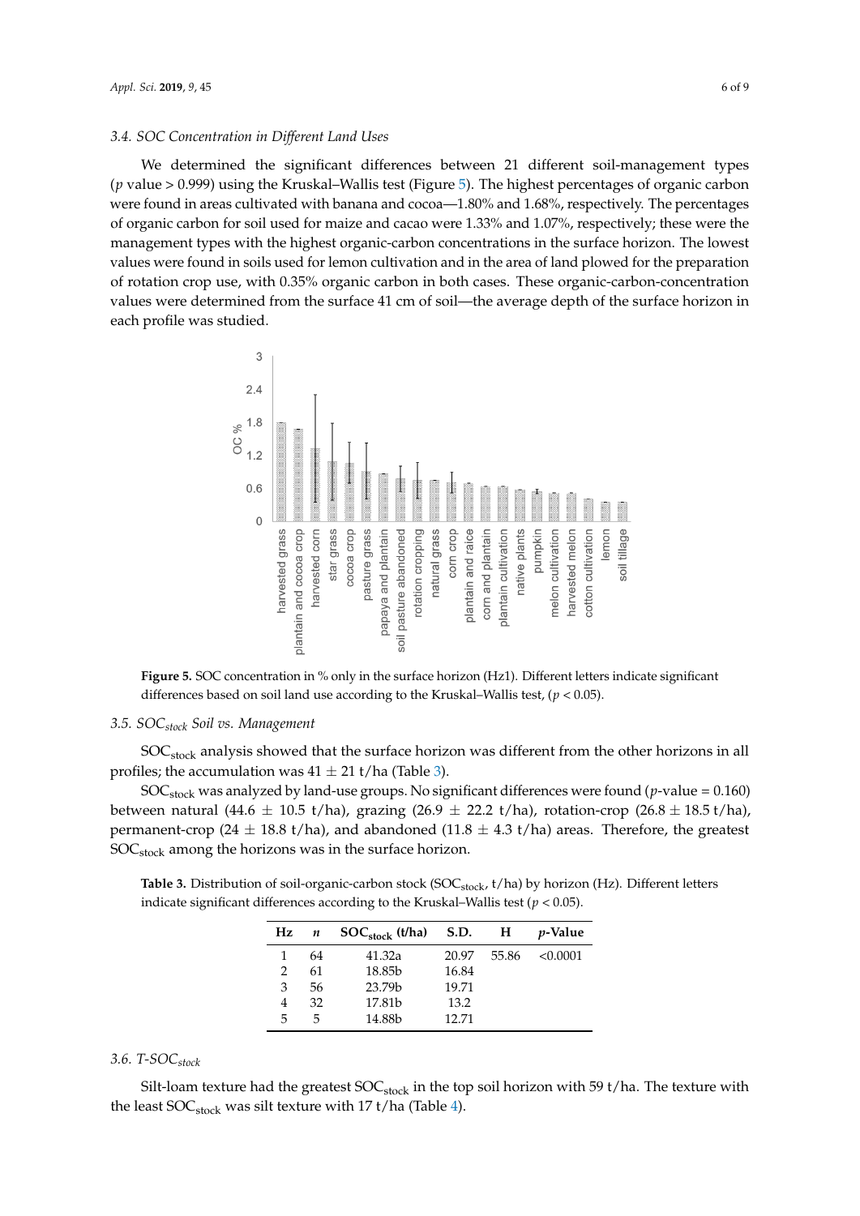### 3.4. SOC Concentration in Different Land Uses

We determined the significant differences between 21 different soil-management types ($p$ value > 0.999) using the Kruskal–Wallis test (Figure 5). The highest percentages of organic carbon were found in areas cultivated with banana and cocoa—1.80% and 1.68%, respectively. The percentages of organic carbon for soil used for maize and cacao were 1.33% and 1.07%, respectively; these were the management types with the highest organic-carbon concentrations in the surface horizon. The lowest values were found in soils used for lemon cultivation and in the area of land plowed for the preparation of rotation crop use, with 0.35% organic carbon in both cases. These organic-carbon-concentration values were determined from the surface 41 cm of soil—the average depth of the surface horizon in each profile was studied.

**Figure 5.** SOC concentration in % only in the surface horizon (Hz1). Different letters indicate significant differences based on soil land use according to the Kruskal–Wallis test, ($p < 0.05$).

### 3.5. $SOC_{stock}$ Soil vs. Management

$SOC_{stock}$ analysis showed that the surface horizon was different from the other horizons in all profiles; the accumulation was 41 ± 21 t/ha (Table 3).

$SOC_{stock}$ was analyzed by land-use groups. No significant differences were found ($p$-value = 0.160) between natural (44.6 ± 10.5 t/ha), grazing (26.9 ± 22.2 t/ha), rotation-crop (26.8 ± 18.5 t/ha), permanent-crop (24 ± 18.8 t/ha), and abandoned (11.8 ± 4.3 t/ha) areas. Therefore, the greatest $SOC_{stock}$ among the horizons was in the surface horizon.

**Table 3.** Distribution of soil-organic-carbon stock ($SOC_{stock}$, t/ha) by horizon (Hz). Different letters indicate significant differences according to the Kruskal–Wallis test ($p < 0.05$).

| Hz | $n$ | $SOC_{stock}$ (t/ha) | S.D. | H | $p$-Value |
|---|---|---|---|---|---|
| 1 | 64 | 41.32a | 20.97 | 55.86 | <0.0001 |
| 2 | 61 | 18.85b | 16.84 | | |
| 3 | 56 | 23.79b | 19.71 | | |
| 4 | 32 | 17.81b | 13.2 | | |
| 5 | 5 | 14.88b | 12.71 | | |

### 3.6. T-$SOC_{stock}$

Silt-loam texture had the greatest $SOC_{stock}$ in the top soil horizon with 59 t/ha. The texture with the least $SOC_{stock}$ was silt texture with 17 t/ha (Table 4).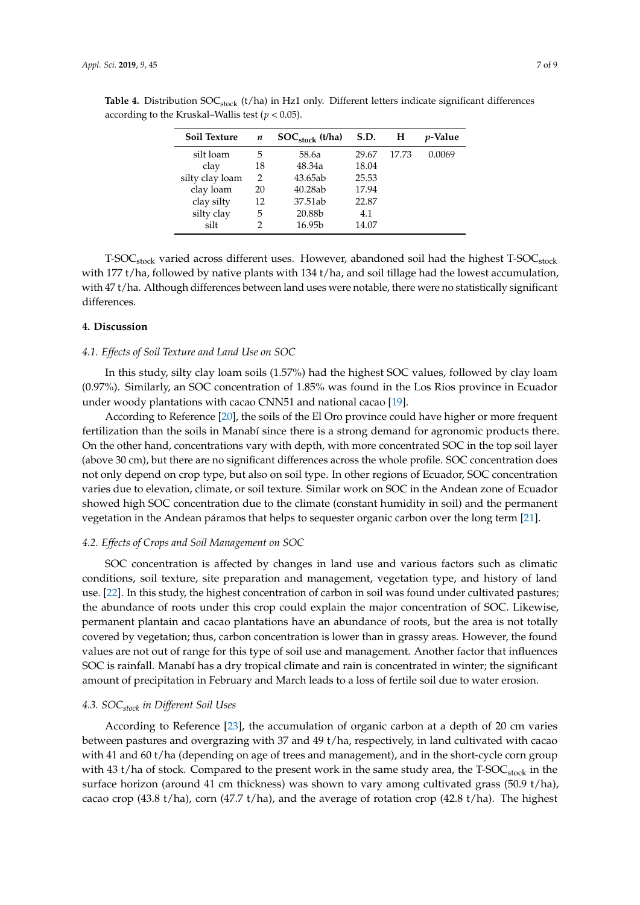**Table 4.** Distribution $SOC_{stock}$ (t/ha) in Hz1 only. Different letters indicate significant differences according to the Kruskal–Wallis test ($p < 0.05$).

| Soil Texture | *n* | $SOC_{stock}$ (t/ha) | S.D. | H | *p*-Value |
|---|---|---|---|---|---|
| silt loam | 5 | 58.6a | 29.67 | 17.73 | 0.0069 |
| clay | 18 | 48.34a | 18.04 | | |
| silty clay loam | 2 | 43.65ab | 25.53 | | |
| clay loam | 20 | 40.28ab | 17.94 | | |
| clay silty | 12 | 37.51ab | 22.87 | | |
| silty clay | 5 | 20.88b | 4.1 | | |
| silt | 2 | 16.95b | 14.07 | | |

T-$SOC_{stock}$ varied across different uses. However, abandoned soil had the highest T-$SOC_{stock}$ with 177 t/ha, followed by native plants with 134 t/ha, and soil tillage had the lowest accumulation, with 47 t/ha. Although differences between land uses were notable, there were no statistically significant differences.

## 4. Discussion

### 4.1. Effects of Soil Texture and Land Use on SOC

In this study, silty clay loam soils (1.57%) had the highest SOC values, followed by clay loam (0.97%). Similarly, an SOC concentration of 1.85% was found in the Los Rios province in Ecuador under woody plantations with cacao CNN51 and national cacao [19].

According to Reference [20], the soils of the El Oro province could have higher or more frequent fertilization than the soils in Manabí since there is a strong demand for agronomic products there. On the other hand, concentrations vary with depth, with more concentrated SOC in the top soil layer (above 30 cm), but there are no significant differences across the whole profile. SOC concentration does not only depend on crop type, but also on soil type. In other regions of Ecuador, SOC concentration varies due to elevation, climate, or soil texture. Similar work on SOC in the Andean zone of Ecuador showed high SOC concentration due to the climate (constant humidity in soil) and the permanent vegetation in the Andean páramos that helps to sequester organic carbon over the long term [21].

### 4.2. Effects of Crops and Soil Management on SOC

SOC concentration is affected by changes in land use and various factors such as climatic conditions, soil texture, site preparation and management, vegetation type, and history of land use. [22]. In this study, the highest concentration of carbon in soil was found under cultivated pastures; the abundance of roots under this crop could explain the major concentration of SOC. Likewise, permanent plantain and cacao plantations have an abundance of roots, but the area is not totally covered by vegetation; thus, carbon concentration is lower than in grassy areas. However, the found values are not out of range for this type of soil use and management. Another factor that influences SOC is rainfall. Manabí has a dry tropical climate and rain is concentrated in winter; the significant amount of precipitation in February and March leads to a loss of fertile soil due to water erosion.

### 4.3. $SOC_{stock}$ in Different Soil Uses

According to Reference [23], the accumulation of organic carbon at a depth of 20 cm varies between pastures and overgrazing with 37 and 49 t/ha, respectively, in land cultivated with cacao with 41 and 60 t/ha (depending on age of trees and management), and in the short-cycle corn group with 43 t/ha of stock. Compared to the present work in the same study area, the T-$SOC_{stock}$ in the surface horizon (around 41 cm thickness) was shown to vary among cultivated grass (50.9 t/ha), cacao crop (43.8 t/ha), corn (47.7 t/ha), and the average of rotation crop (42.8 t/ha). The highest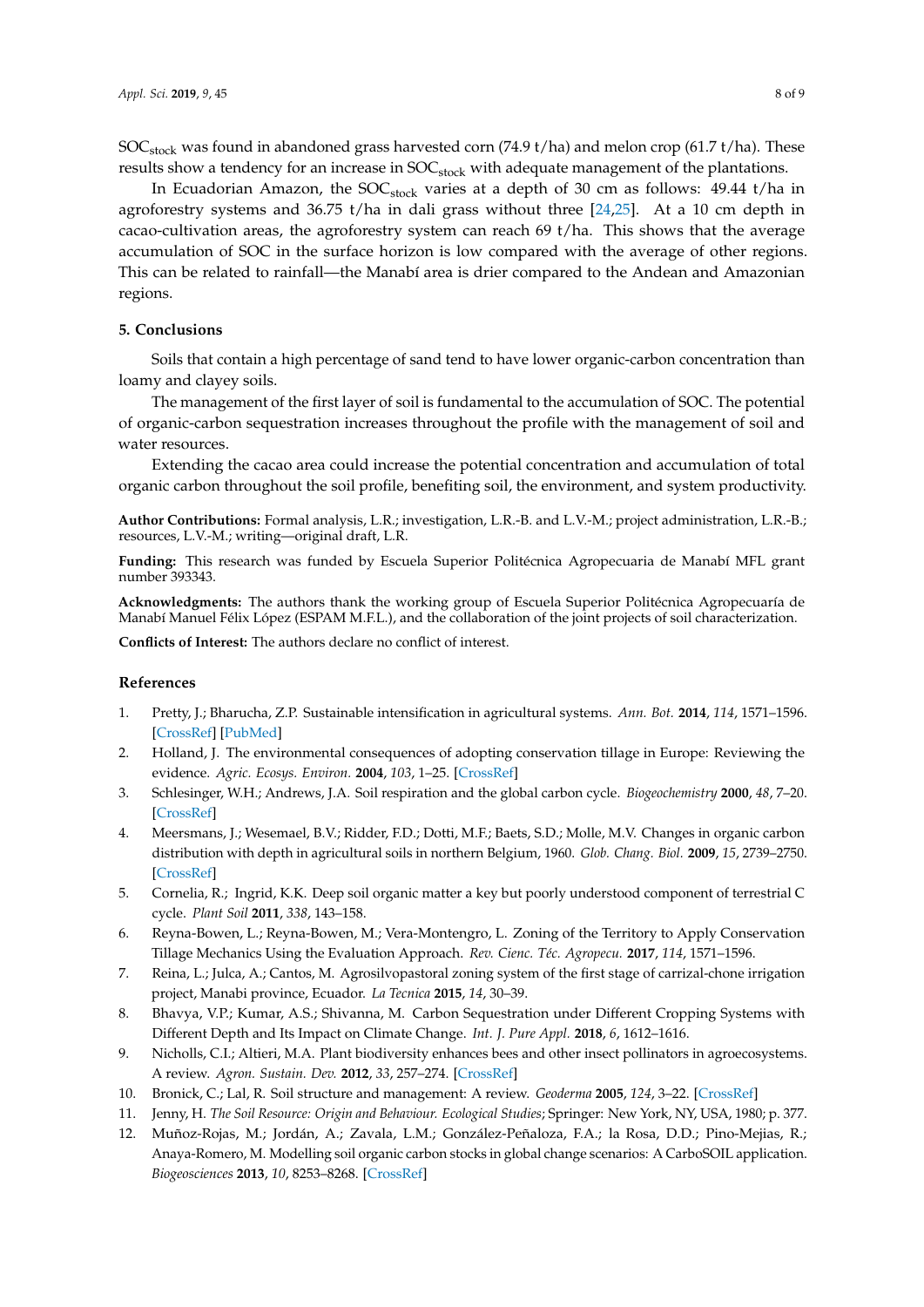$SOC_{stock}$ was found in abandoned grass harvested corn (74.9 t/ha) and melon crop (61.7 t/ha). These results show a tendency for an increase in $SOC_{stock}$ with adequate management of the plantations.

In Ecuadorian Amazon, the $SOC_{stock}$ varies at a depth of 30 cm as follows: 49.44 t/ha in agroforestry systems and 36.75 t/ha in dali grass without three [24,25]. At a 10 cm depth in cacao-cultivation areas, the agroforestry system can reach 69 t/ha. This shows that the average accumulation of SOC in the surface horizon is low compared with the average of other regions. This can be related to rainfall—the Manabí area is drier compared to the Andean and Amazonian regions.

## 5. Conclusions

Soils that contain a high percentage of sand tend to have lower organic-carbon concentration than loamy and clayey soils.

The management of the first layer of soil is fundamental to the accumulation of SOC. The potential of organic-carbon sequestration increases throughout the profile with the management of soil and water resources.

Extending the cacao area could increase the potential concentration and accumulation of total organic carbon throughout the soil profile, benefiting soil, the environment, and system productivity.

**Author Contributions:** Formal analysis, L.R.; investigation, L.R.-B. and L.V.-M.; project administration, L.R.-B.; resources, L.V.-M.; writing—original draft, L.R.

**Funding:** This research was funded by Escuela Superior Politécnica Agropecuaria de Manabí MFL grant number 393343.

**Acknowledgments:** The authors thank the working group of Escuela Superior Politécnica Agropecuaría de Manabí Manuel Félix López (ESPAM M.F.L.), and the collaboration of the joint projects of soil characterization.

**Conflicts of Interest:** The authors declare no conflict of interest.

## References

1. Pretty, J.; Bharucha, Z.P. Sustainable intensification in agricultural systems. *Ann. Bot.* **2014**, *114*, 1571–1596. [CrossRef] [PubMed]
2. Holland, J. The environmental consequences of adopting conservation tillage in Europe: Reviewing the evidence. *Agric. Ecosys. Environ.* **2004**, *103*, 1–25. [CrossRef]
3. Schlesinger, W.H.; Andrews, J.A. Soil respiration and the global carbon cycle. *Biogeochemistry* **2000**, *48*, 7–20. [CrossRef]
4. Meersmans, J.; Wesemael, B.V.; Ridder, F.D.; Dotti, M.F.; Baets, S.D.; Molle, M.V. Changes in organic carbon distribution with depth in agricultural soils in northern Belgium, 1960. *Glob. Chang. Biol.* **2009**, *15*, 2739–2750. [CrossRef]
5. Cornelia, R.; Ingrid, K.K. Deep soil organic matter a key but poorly understood component of terrestrial C cycle. *Plant Soil* **2011**, *338*, 143–158.
6. Reyna-Bowen, L.; Reyna-Bowen, M.; Vera-Montengro, L. Zoning of the Territory to Apply Conservation Tillage Mechanics Using the Evaluation Approach. *Rev. Cienc. Téc. Agropecu.* **2017**, *114*, 1571–1596.
7. Reina, L.; Julca, A.; Cantos, M. Agrosilvopastoral zoning system of the first stage of carrizal-chone irrigation project, Manabi province, Ecuador. *La Tecnica* **2015**, *14*, 30–39.
8. Bhavya, V.P.; Kumar, A.S.; Shivanna, M. Carbon Sequestration under Different Cropping Systems with Different Depth and Its Impact on Climate Change. *Int. J. Pure Appl.* **2018**, *6*, 1612–1616.
9. Nicholls, C.I.; Altieri, M.A. Plant biodiversity enhances bees and other insect pollinators in agroecosystems. A review. *Agron. Sustain. Dev.* **2012**, *33*, 257–274. [CrossRef]
10. Bronick, C.; Lal, R. Soil structure and management: A review. *Geoderma* **2005**, *124*, 3–22. [CrossRef]
11. Jenny, H. *The Soil Resource: Origin and Behaviour. Ecological Studies*; Springer: New York, NY, USA, 1980; p. 377.
12. Muñoz-Rojas, M.; Jordán, A.; Zavala, L.M.; González-Peñaloza, F.A.; la Rosa, D.D.; Pino-Mejias, R.; Anaya-Romero, M. Modelling soil organic carbon stocks in global change scenarios: A CarboSOIL application. *Biogeosciences* **2013**, *10*, 8253–8268. [CrossRef]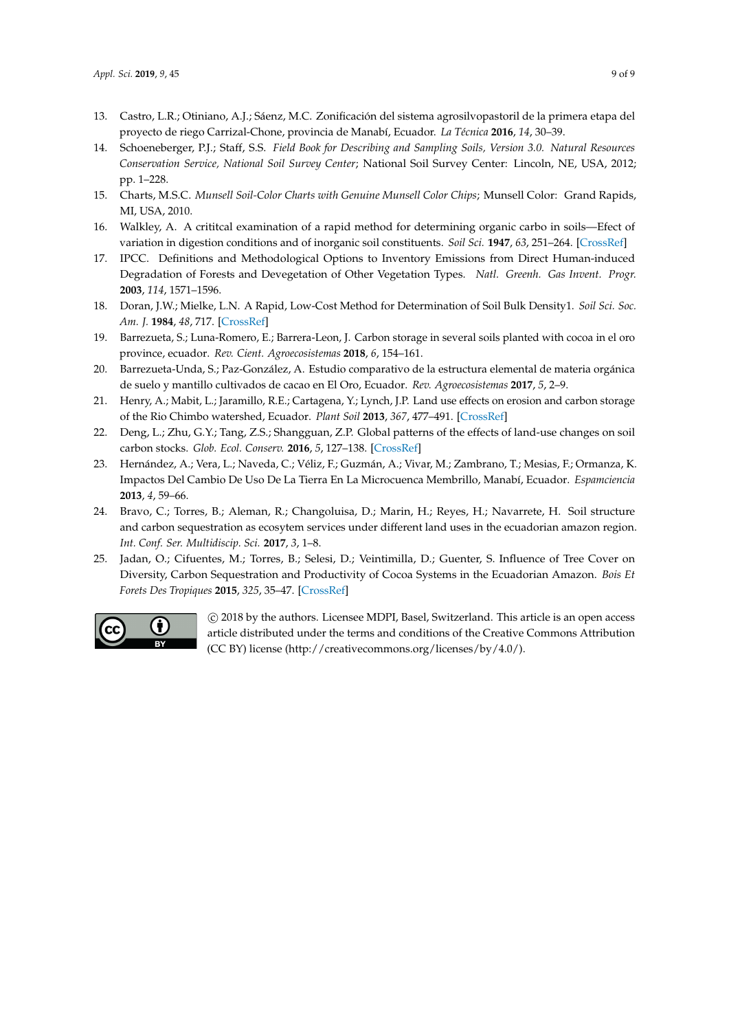13. Castro, L.R.; Otiniano, A.J.; Sáenz, M.C. Zonificación del sistema agrosilvopastoril de la primera etapa del proyecto de riego Carrizal-Chone, provincia de Manabí, Ecuador. *La Técnica* **2016**, *14*, 30–39.
14. Schoeneberger, P.J.; Staff, S.S. *Field Book for Describing and Sampling Soils, Version 3.0. Natural Resources Conservation Service, National Soil Survey Center*; National Soil Survey Center: Lincoln, NE, USA, 2012; pp. 1–228.
15. Charts, M.S.C. *Munsell Soil-Color Charts with Genuine Munsell Color Chips*; Munsell Color: Grand Rapids, MI, USA, 2010.
16. Walkley, A. A crititcal examination of a rapid method for determining organic carbo in soils—Effect of variation in digestion conditions and of inorganic soil constituents. *Soil Sci.* **1947**, *63*, 251–264. [CrossRef]
17. IPCC. Definitions and Methodological Options to Inventory Emissions from Direct Human-induced Degradation of Forests and Devegetation of Other Vegetation Types. *Natl. Greenh. Gas Invent. Progr.* **2003**, *114*, 1571–1596.
18. Doran, J.W.; Mielke, L.N. A Rapid, Low-Cost Method for Determination of Soil Bulk Density1. *Soil Sci. Soc. Am. J.* **1984**, *48*, 717. [CrossRef]
19. Barrezueta, S.; Luna-Romero, E.; Barrera-Leon, J. Carbon storage in several soils planted with cocoa in el oro province, ecuador. *Rev. Cient. Agroecosistemas* **2018**, *6*, 154–161.
20. Barrezueta-Unda, S.; Paz-González, A. Estudio comparativo de la estructura elemental de materia orgánica de suelo y mantillo cultivados de cacao en El Oro, Ecuador. *Rev. Agroecosistemas* **2017**, *5*, 2–9.
21. Henry, A.; Mabit, L.; Jaramillo, R.E.; Cartagena, Y.; Lynch, J.P. Land use effects on erosion and carbon storage of the Rio Chimbo watershed, Ecuador. *Plant Soil* **2013**, *367*, 477–491. [CrossRef]
22. Deng, L.; Zhu, G.Y.; Tang, Z.S.; Shangguan, Z.P. Global patterns of the effects of land-use changes on soil carbon stocks. *Glob. Ecol. Conserv.* **2016**, *5*, 127–138. [CrossRef]
23. Hernández, A.; Vera, L.; Naveda, C.; Véliz, F.; Guzmán, A.; Vivar, M.; Zambrano, T.; Mesias, F.; Ormanza, K. Impactos Del Cambio De Uso De La Tierra En La Microcuenca Membrillo, Manabí, Ecuador. *Espamciencia* **2013**, *4*, 59–66.
24. Bravo, C.; Torres, B.; Aleman, R.; Changoluisa, D.; Marin, H.; Reyes, H.; Navarrete, H. Soil structure and carbon sequestration as ecosytem services under different land uses in the ecuadorian amazon region. *Int. Conf. Ser. Multidiscip. Sci.* **2017**, *3*, 1–8.
25. Jadan, O.; Cifuentes, M.; Torres, B.; Selesi, D.; Veintimilla, D.; Guenter, S. Influence of Tree Cover on Diversity, Carbon Sequestration and Productivity of Cocoa Systems in the Ecuadorian Amazon. *Bois Et Forets Des Tropiques* **2015**, *325*, 35–47. [CrossRef]

© 2018 by the authors. Licensee MDPI, Basel, Switzerland. This article is an open access article distributed under the terms and conditions of the Creative Commons Attribution (CC BY) license (http://creativecommons.org/licenses/by/4.0/).